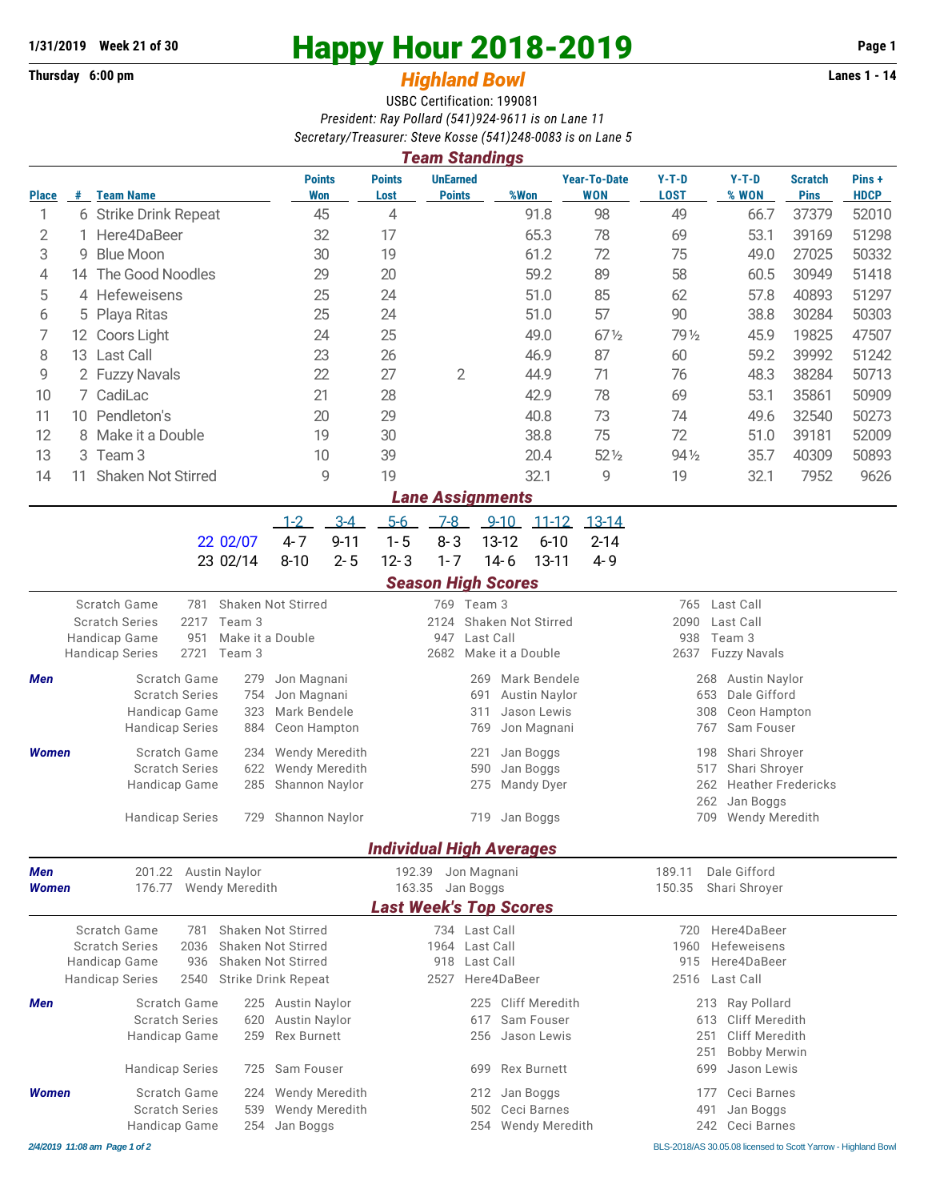1/31/2019 Week 21 of 30

# Happy Hour 2018-2019

Thursday 6:00 pm

## *Highland Bowl*

Lanes 1 - 14

USBC Certification: 199081

*President: Ray Pollard (541)924-9611 is on Lane 11*

*Secretary/Treasurer: Steve Kosse (541)248-0083 is on Lane 5*

### *Team Standings*

| Place | # | Team Name | Points Won | Points Lost | UnEarned Points | %Won | Year-To-Date WON | Y-T-D LOST | Y-T-D % WON | Scratch Pins | Pins + HDCP |
|---|---|---|---|---|---|---|---|---|---|---|---|
| 1 | 6 | Strike Drink Repeat | 45 | 4 | | 91.8 | 98 | 49 | 66.7 | 37379 | 52010 |
| 2 | 1 | Here4DaBeer | 32 | 17 | | 65.3 | 78 | 69 | 53.1 | 39169 | 51298 |
| 3 | 9 | Blue Moon | 30 | 19 | | 61.2 | 72 | 75 | 49.0 | 27025 | 50332 |
| 4 | 14 | The Good Noodles | 29 | 20 | | 59.2 | 89 | 58 | 60.5 | 30949 | 51418 |
| 5 | 4 | Hefeweisens | 25 | 24 | | 51.0 | 85 | 62 | 57.8 | 40893 | 51297 |
| 6 | 5 | Playa Ritas | 25 | 24 | | 51.0 | 57 | 90 | 38.8 | 30284 | 50303 |
| 7 | 12 | Coors Light | 24 | 25 | | 49.0 | 67½ | 79½ | 45.9 | 19825 | 47507 |
| 8 | 13 | Last Call | 23 | 26 | | 46.9 | 87 | 60 | 59.2 | 39992 | 51242 |
| 9 | 2 | Fuzzy Navals | 22 | 27 | 2 | 44.9 | 71 | 76 | 48.3 | 38284 | 50713 |
| 10 | 7 | CadiLac | 21 | 28 | | 42.9 | 78 | 69 | 53.1 | 35861 | 50909 |
| 11 | 10 | Pendleton's | 20 | 29 | | 40.8 | 73 | 74 | 49.6 | 32540 | 50273 |
| 12 | 8 | Make it a Double | 19 | 30 | | 38.8 | 75 | 72 | 51.0 | 39181 | 52009 |
| 13 | 3 | Team 3 | 10 | 39 | | 20.4 | 52½ | 94½ | 35.7 | 40309 | 50893 |
| 14 | 11 | Shaken Not Stirred | 9 | 19 | | 32.1 | 9 | 19 | 32.1 | 7952 | 9626 |

### *Lane Assignments*

| | 1-2 | 3-4 | 5-6 | 7-8 | 9-10 | 11-12 | 13-14 |
|---|---|---|---|---|---|---|---|
| 22 02/07 | 4- 7 | 9-11 | 1- 5 | 8- 3 | 13-12 | 6-10 | 2-14 |
| 23 02/14 | 8-10 | 2- 5 | 12- 3 | 1- 7 | 14- 6 | 13-11 | 4- 9 |

### *Season High Scores*

| | | | | | | |
|---|---|---|---|---|---|---|
| Scratch Game | 781 | Shaken Not Stirred | 769 | Team 3 | 765 | Last Call |
| Scratch Series | 2217 | Team 3 | 2124 | Shaken Not Stirred | 2090 | Last Call |
| Handicap Game | 951 | Make it a Double | 947 | Last Call | 938 | Team 3 |
| Handicap Series | 2721 | Team 3 | 2682 | Make it a Double | 2637 | Fuzzy Navals |

***Men***

| | | | | | | |
|---|---|---|---|---|---|---|
| Scratch Game | 279 | Jon Magnani | 269 | Mark Bendele | 268 | Austin Naylor |
| Scratch Series | 754 | Jon Magnani | 691 | Austin Naylor | 653 | Dale Gifford |
| Handicap Game | 323 | Mark Bendele | 311 | Jason Lewis | 308 | Ceon Hampton |
| Handicap Series | 884 | Ceon Hampton | 769 | Jon Magnani | 767 | Sam Fouser |

***Women***

| | | | | | | |
|---|---|---|---|---|---|---|
| Scratch Game | 234 | Wendy Meredith | 221 | Jan Boggs | 198 | Shari Shroyer |
| Scratch Series | 622 | Wendy Meredith | 590 | Jan Boggs | 517 | Shari Shroyer |
| Handicap Game | 285 | Shannon Naylor | 275 | Mandy Dyer | 262 | Heather Fredericks |
| | | | | | 262 | Jan Boggs |
| Handicap Series | 729 | Shannon Naylor | 719 | Jan Boggs | 709 | Wendy Meredith |

### *Individual High Averages*

| | | | | | | |
|---|---|---|---|---|---|---|
| ***Men*** | 201.22 | Austin Naylor | 192.39 | Jon Magnani | 189.11 | Dale Gifford |
| ***Women*** | 176.77 | Wendy Meredith | 163.35 | Jan Boggs | 150.35 | Shari Shroyer |

### *Last Week's Top Scores*

| | | | | | | |
|---|---|---|---|---|---|---|
| Scratch Game | 781 | Shaken Not Stirred | 734 | Last Call | 720 | Here4DaBeer |
| Scratch Series | 2036 | Shaken Not Stirred | 1964 | Last Call | 1960 | Hefeweisens |
| Handicap Game | 936 | Shaken Not Stirred | 918 | Last Call | 915 | Here4DaBeer |
| Handicap Series | 2540 | Strike Drink Repeat | 2527 | Here4DaBeer | 2516 | Last Call |

***Men***

| | | | | | | |
|---|---|---|---|---|---|---|
| Scratch Game | 225 | Austin Naylor | 225 | Cliff Meredith | 213 | Ray Pollard |
| Scratch Series | 620 | Austin Naylor | 617 | Sam Fouser | 613 | Cliff Meredith |
| Handicap Game | 259 | Rex Burnett | 256 | Jason Lewis | 251 | Cliff Meredith |
| | | | | | 251 | Bobby Merwin |
| Handicap Series | 725 | Sam Fouser | 699 | Rex Burnett | 699 | Jason Lewis |

***Women***

| | | | | | | |
|---|---|---|---|---|---|---|
| Scratch Game | 224 | Wendy Meredith | 212 | Jan Boggs | 177 | Ceci Barnes |
| Scratch Series | 539 | Wendy Meredith | 502 | Ceci Barnes | 491 | Jan Boggs |
| Handicap Game | 254 | Jan Boggs | 254 | Wendy Meredith | 242 | Ceci Barnes |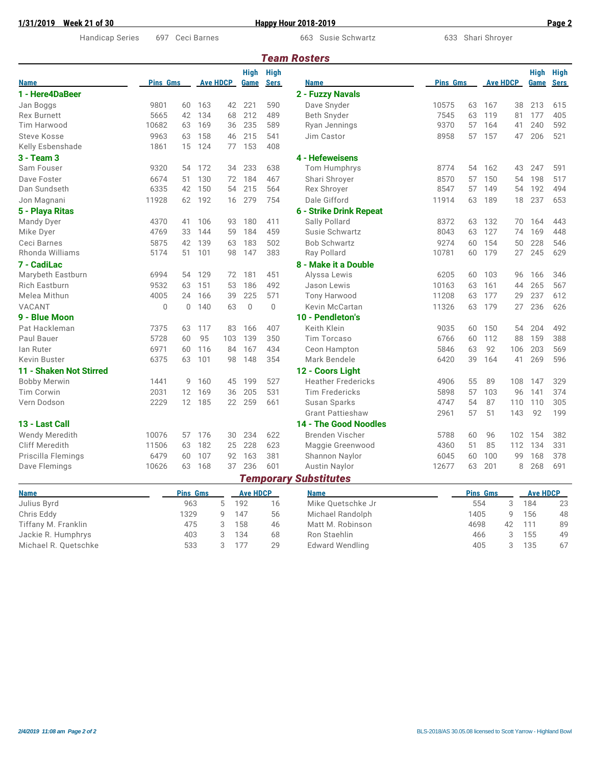Handicap Series 697 Ceci Barnes 663 Susie Schwartz 633 Shari Shroyer

## Team Rosters

| Name | Pins | Gms | Ave | HDCP | High Game | High Sers |
|---|---|---|---|---|---|---|
| **1 - Here4DaBeer** | | | | | | |
| Jan Boggs | 9801 | 60 | 163 | 42 | 221 | 590 |
| Rex Burnett | 5665 | 42 | 134 | 68 | 212 | 489 |
| Tim Harwood | 10682 | 63 | 169 | 36 | 235 | 589 |
| Steve Kosse | 9963 | 63 | 158 | 46 | 215 | 541 |
| Kelly Esbenshade | 1861 | 15 | 124 | 77 | 153 | 408 |
| **2 - Fuzzy Navals** | | | | | | |
| Dave Snyder | 10575 | 63 | 167 | 38 | 213 | 615 |
| Beth Snyder | 7545 | 63 | 119 | 81 | 177 | 405 |
| Ryan Jennings | 9370 | 57 | 164 | 41 | 240 | 592 |
| Jim Castor | 8958 | 57 | 157 | 47 | 206 | 521 |
| **3 - Team 3** | | | | | | |
| Sam Fouser | 9320 | 54 | 172 | 34 | 233 | 638 |
| Dave Foster | 6674 | 51 | 130 | 72 | 184 | 467 |
| Dan Sundseth | 6335 | 42 | 150 | 54 | 215 | 564 |
| Jon Magnani | 11928 | 62 | 192 | 16 | 279 | 754 |
| **4 - Hefeweisens** | | | | | | |
| Tom Humphrys | 8774 | 54 | 162 | 43 | 247 | 591 |
| Shari Shroyer | 8570 | 57 | 150 | 54 | 198 | 517 |
| Rex Shroyer | 8547 | 57 | 149 | 54 | 192 | 494 |
| Dale Gifford | 11914 | 63 | 189 | 18 | 237 | 653 |
| **5 - Playa Ritas** | | | | | | |
| Mandy Dyer | 4370 | 41 | 106 | 93 | 180 | 411 |
| Mike Dyer | 4769 | 33 | 144 | 59 | 184 | 459 |
| Ceci Barnes | 5875 | 42 | 139 | 63 | 183 | 502 |
| Rhonda Williams | 5174 | 51 | 101 | 98 | 147 | 383 |
| **6 - Strike Drink Repeat** | | | | | | |
| Sally Pollard | 8372 | 63 | 132 | 70 | 164 | 443 |
| Susie Schwartz | 8043 | 63 | 127 | 74 | 169 | 448 |
| Bob Schwartz | 9274 | 60 | 154 | 50 | 228 | 546 |
| Ray Pollard | 10781 | 60 | 179 | 27 | 245 | 629 |
| **7 - CadiLac** | | | | | | |
| Marybeth Eastburn | 6994 | 54 | 129 | 72 | 181 | 451 |
| Rich Eastburn | 9532 | 63 | 151 | 53 | 186 | 492 |
| Melea Mithun | 4005 | 24 | 166 | 39 | 225 | 571 |
| VACANT | 0 | 0 | 140 | 63 | 0 | 0 |
| **8 - Make it a Double** | | | | | | |
| Alyssa Lewis | 6205 | 60 | 103 | 96 | 166 | 346 |
| Jason Lewis | 10163 | 63 | 161 | 44 | 265 | 567 |
| Tony Harwood | 11208 | 63 | 177 | 29 | 237 | 612 |
| Kevin McCartan | 11326 | 63 | 179 | 27 | 236 | 626 |
| **9 - Blue Moon** | | | | | | |
| Pat Hackleman | 7375 | 63 | 117 | 83 | 166 | 407 |
| Paul Bauer | 5728 | 60 | 95 | 103 | 139 | 350 |
| Ian Ruter | 6971 | 60 | 116 | 84 | 167 | 434 |
| Kevin Buster | 6375 | 63 | 101 | 98 | 148 | 354 |
| **10 - Pendleton's** | | | | | | |
| Keith Klein | 9035 | 60 | 150 | 54 | 204 | 492 |
| Tim Torcaso | 6766 | 60 | 112 | 88 | 159 | 388 |
| Ceon Hampton | 5846 | 63 | 92 | 106 | 203 | 569 |
| Mark Bendele | 6420 | 39 | 164 | 41 | 269 | 596 |
| **11 - Shaken Not Stirred** | | | | | | |
| Bobby Merwin | 1441 | 9 | 160 | 45 | 199 | 527 |
| Tim Corwin | 2031 | 12 | 169 | 36 | 205 | 531 |
| Vern Dodson | 2229 | 12 | 185 | 22 | 259 | 661 |
| **12 - Coors Light** | | | | | | |
| Heather Fredericks | 4906 | 55 | 89 | 108 | 147 | 329 |
| Tim Fredericks | 5898 | 57 | 103 | 96 | 141 | 374 |
| Susan Sparks | 4747 | 54 | 87 | 110 | 110 | 305 |
| Grant Pattieshaw | 2961 | 57 | 51 | 143 | 92 | 199 |
| **13 - Last Call** | | | | | | |
| Wendy Meredith | 10076 | 57 | 176 | 30 | 234 | 622 |
| Cliff Meredith | 11506 | 63 | 182 | 25 | 228 | 623 |
| Priscilla Flemings | 6479 | 60 | 107 | 92 | 163 | 381 |
| Dave Flemings | 10626 | 63 | 168 | 37 | 236 | 601 |
| **14 - The Good Noodles** | | | | | | |
| Brenden Vischer | 5788 | 60 | 96 | 102 | 154 | 382 |
| Maggie Greenwood | 4360 | 51 | 85 | 112 | 134 | 331 |
| Shannon Naylor | 6045 | 60 | 100 | 99 | 168 | 378 |
| Austin Naylor | 12677 | 63 | 201 | 8 | 268 | 691 |

## Temporary Substitutes

| Name | Pins | Gms | Ave | HDCP |
|---|---|---|---|---|
| Julius Byrd | 963 | 5 | 192 | 16 |
| Chris Eddy | 1329 | 9 | 147 | 56 |
| Tiffany M. Franklin | 475 | 3 | 158 | 46 |
| Jackie R. Humphrys | 403 | 3 | 134 | 68 |
| Michael R. Quetschke | 533 | 3 | 177 | 29 |
| Mike Quetschke Jr | 554 | 3 | 184 | 23 |
| Michael Randolph | 1405 | 9 | 156 | 48 |
| Matt M. Robinson | 4698 | 42 | 111 | 89 |
| Ron Staehlin | 466 | 3 | 155 | 49 |
| Edward Wendling | 405 | 3 | 135 | 67 |